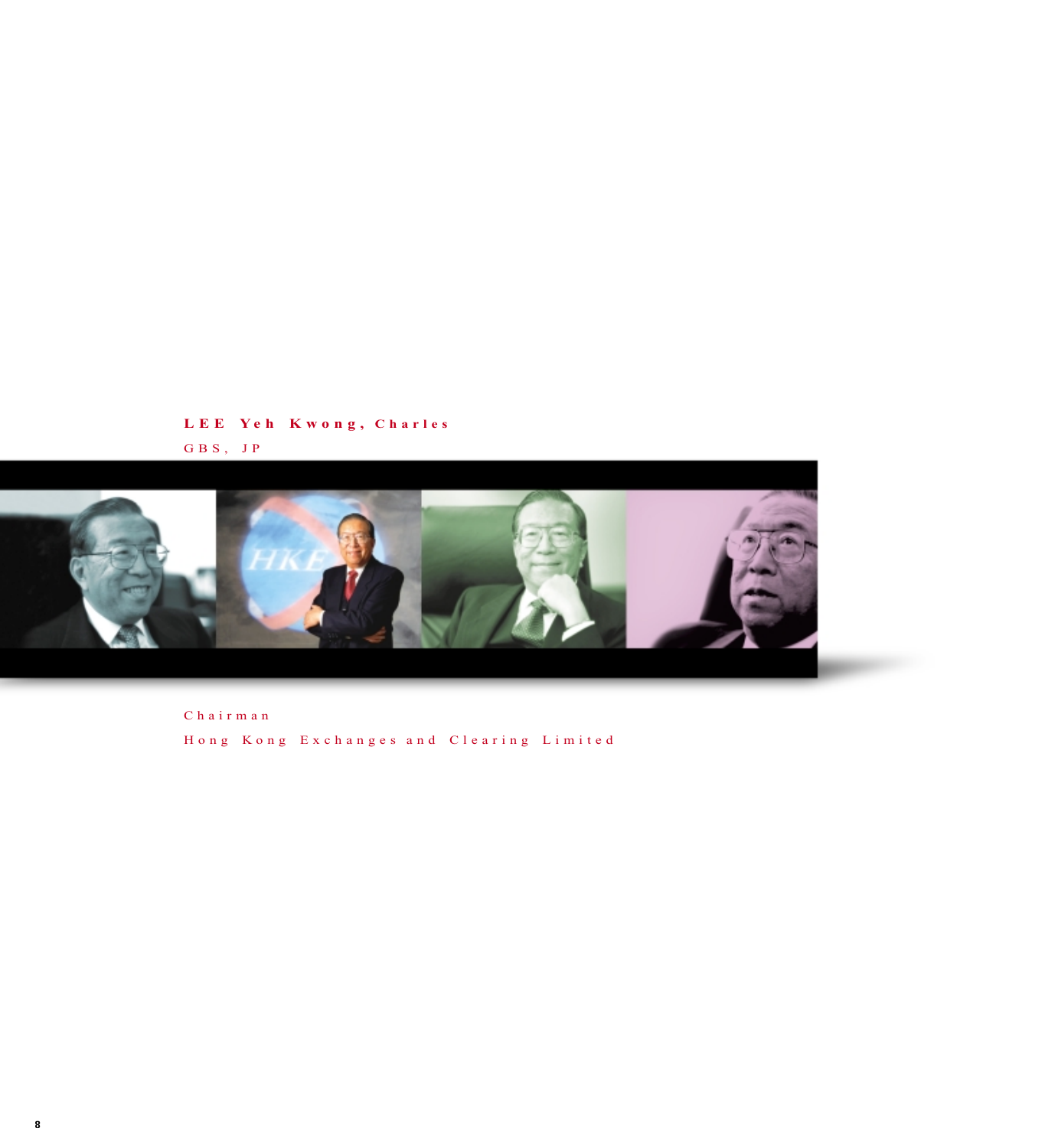**LEE Yeh Kwong, Charles**

GBS, JP

Chairman

Hong Kong Exchanges and Clearing Limited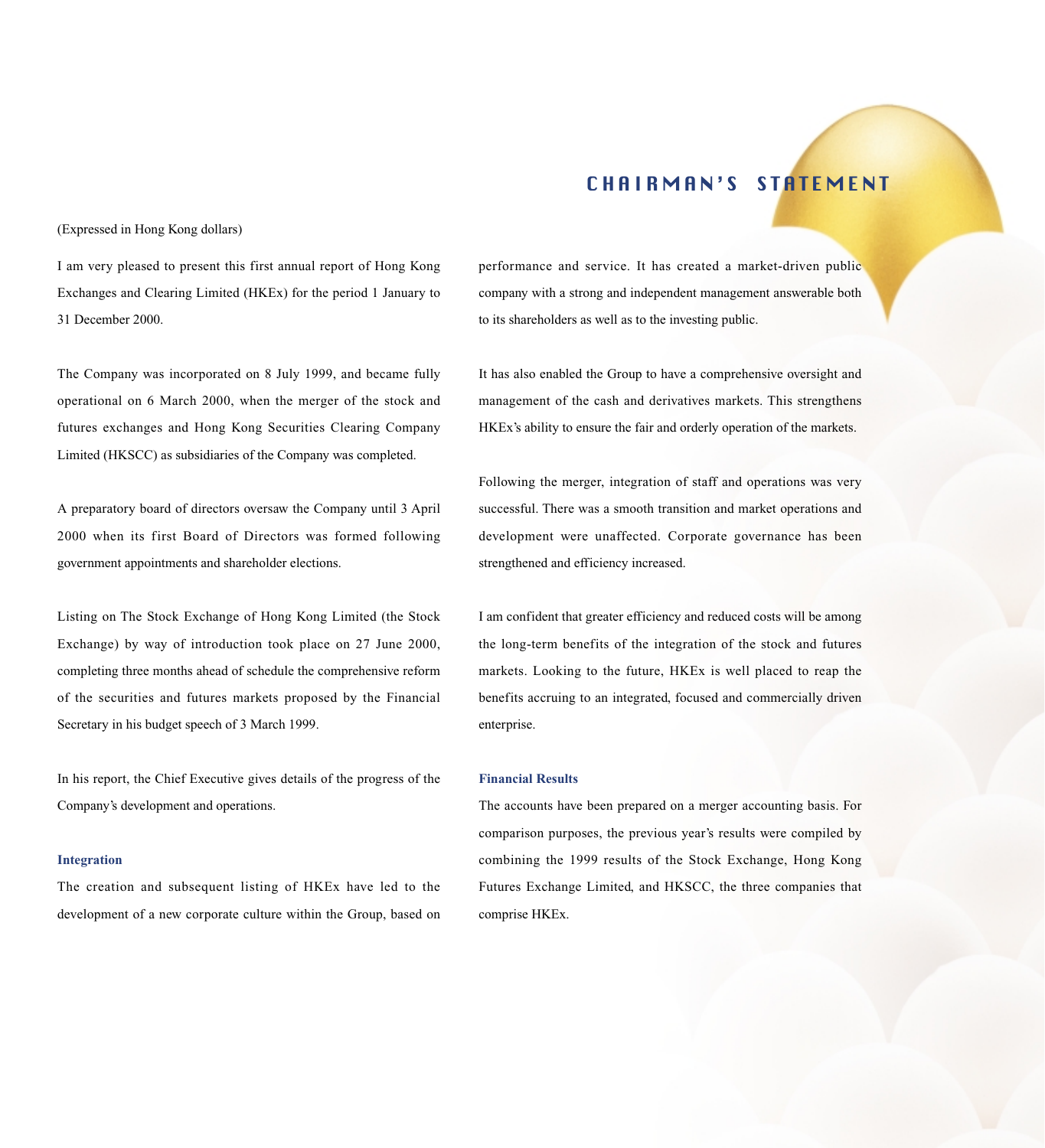# CHAIRMAN'S STATEMENT

(Expressed in Hong Kong dollars)

I am very pleased to present this first annual report of Hong Kong Exchanges and Clearing Limited (HKEx) for the period 1 January to 31 December 2000.

The Company was incorporated on 8 July 1999, and became fully operational on 6 March 2000, when the merger of the stock and futures exchanges and Hong Kong Securities Clearing Company Limited (HKSCC) as subsidiaries of the Company was completed.

A preparatory board of directors oversaw the Company until 3 April 2000 when its first Board of Directors was formed following government appointments and shareholder elections.

Listing on The Stock Exchange of Hong Kong Limited (the Stock Exchange) by way of introduction took place on 27 June 2000, completing three months ahead of schedule the comprehensive reform of the securities and futures markets proposed by the Financial Secretary in his budget speech of 3 March 1999.

In his report, the Chief Executive gives details of the progress of the Company's development and operations.

### Integration

The creation and subsequent listing of HKEx have led to the development of a new corporate culture within the Group, based on performance and service. It has created a market-driven public company with a strong and independent management answerable both to its shareholders as well as to the investing public.

It has also enabled the Group to have a comprehensive oversight and management of the cash and derivatives markets. This strengthens HKEx's ability to ensure the fair and orderly operation of the markets.

Following the merger, integration of staff and operations was very successful. There was a smooth transition and market operations and development were unaffected. Corporate governance has been strengthened and efficiency increased.

I am confident that greater efficiency and reduced costs will be among the long-term benefits of the integration of the stock and futures markets. Looking to the future, HKEx is well placed to reap the benefits accruing to an integrated, focused and commercially driven enterprise.

### Financial Results

The accounts have been prepared on a merger accounting basis. For comparison purposes, the previous year's results were compiled by combining the 1999 results of the Stock Exchange, Hong Kong Futures Exchange Limited, and HKSCC, the three companies that comprise HKEx.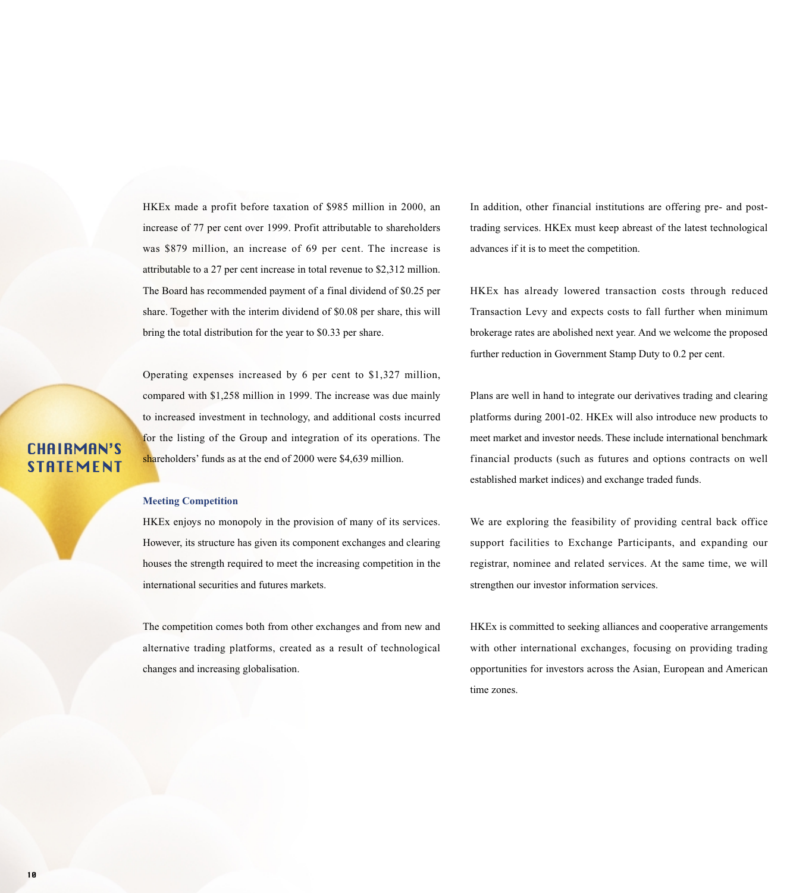# CHAIRMAN'S STATEMENT

HKEx made a profit before taxation of $985 million in 2000, an increase of 77 per cent over 1999. Profit attributable to shareholders was $879 million, an increase of 69 per cent. The increase is attributable to a 27 per cent increase in total revenue to $2,312 million. The Board has recommended payment of a final dividend of $0.25 per share. Together with the interim dividend of $0.08 per share, this will bring the total distribution for the year to $0.33 per share.

Operating expenses increased by 6 per cent to $1,327 million, compared with $1,258 million in 1999. The increase was due mainly to increased investment in technology, and additional costs incurred for the listing of the Group and integration of its operations. The shareholders' funds as at the end of 2000 were $4,639 million.

**Meeting Competition**

HKEx enjoys no monopoly in the provision of many of its services. However, its structure has given its component exchanges and clearing houses the strength required to meet the increasing competition in the international securities and futures markets.

The competition comes both from other exchanges and from new and alternative trading platforms, created as a result of technological changes and increasing globalisation.

In addition, other financial institutions are offering pre- and post-trading services. HKEx must keep abreast of the latest technological advances if it is to meet the competition.

HKEx has already lowered transaction costs through reduced Transaction Levy and expects costs to fall further when minimum brokerage rates are abolished next year. And we welcome the proposed further reduction in Government Stamp Duty to 0.2 per cent.

Plans are well in hand to integrate our derivatives trading and clearing platforms during 2001-02. HKEx will also introduce new products to meet market and investor needs. These include international benchmark financial products (such as futures and options contracts on well established market indices) and exchange traded funds.

We are exploring the feasibility of providing central back office support facilities to Exchange Participants, and expanding our registrar, nominee and related services. At the same time, we will strengthen our investor information services.

HKEx is committed to seeking alliances and cooperative arrangements with other international exchanges, focusing on providing trading opportunities for investors across the Asian, European and American time zones.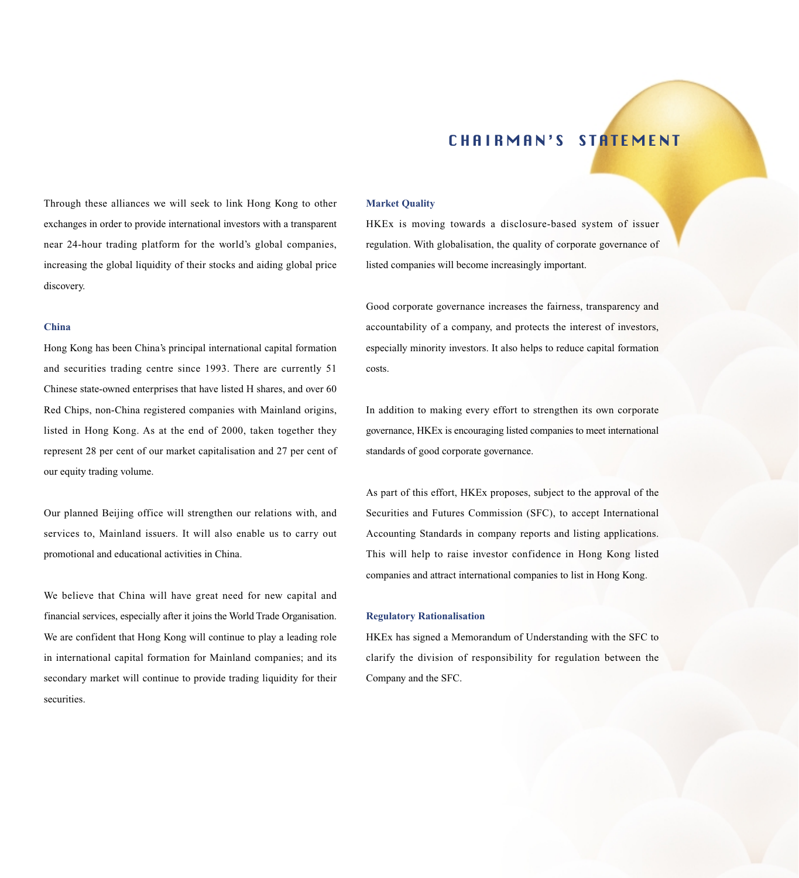# CHAIRMAN'S STATEMENT

Through these alliances we will seek to link Hong Kong to other exchanges in order to provide international investors with a transparent near 24-hour trading platform for the world's global companies, increasing the global liquidity of their stocks and aiding global price discovery.

### China

Hong Kong has been China's principal international capital formation and securities trading centre since 1993. There are currently 51 Chinese state-owned enterprises that have listed H shares, and over 60 Red Chips, non-China registered companies with Mainland origins, listed in Hong Kong. As at the end of 2000, taken together they represent 28 per cent of our market capitalisation and 27 per cent of our equity trading volume.

Our planned Beijing office will strengthen our relations with, and services to, Mainland issuers. It will also enable us to carry out promotional and educational activities in China.

We believe that China will have great need for new capital and financial services, especially after it joins the World Trade Organisation. We are confident that Hong Kong will continue to play a leading role in international capital formation for Mainland companies; and its secondary market will continue to provide trading liquidity for their securities.

### Market Quality

HKEx is moving towards a disclosure-based system of issuer regulation. With globalisation, the quality of corporate governance of listed companies will become increasingly important.

Good corporate governance increases the fairness, transparency and accountability of a company, and protects the interest of investors, especially minority investors. It also helps to reduce capital formation costs.

In addition to making every effort to strengthen its own corporate governance, HKEx is encouraging listed companies to meet international standards of good corporate governance.

As part of this effort, HKEx proposes, subject to the approval of the Securities and Futures Commission (SFC), to accept International Accounting Standards in company reports and listing applications. This will help to raise investor confidence in Hong Kong listed companies and attract international companies to list in Hong Kong.

### Regulatory Rationalisation

HKEx has signed a Memorandum of Understanding with the SFC to clarify the division of responsibility for regulation between the Company and the SFC.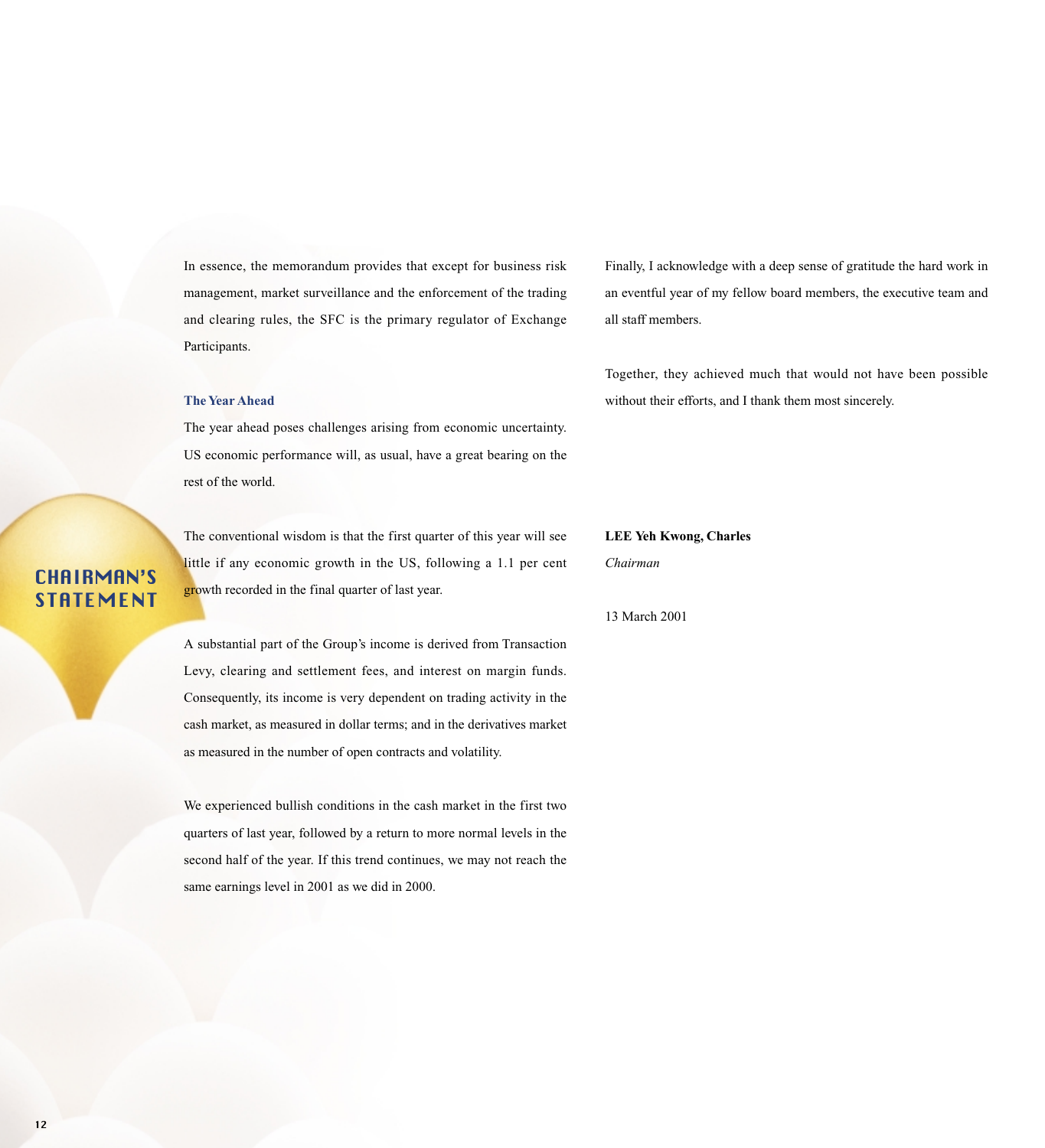# CHAIRMAN'S STATEMENT

In essence, the memorandum provides that except for business risk management, market surveillance and the enforcement of the trading and clearing rules, the SFC is the primary regulator of Exchange Participants.

### The Year Ahead

The year ahead poses challenges arising from economic uncertainty. US economic performance will, as usual, have a great bearing on the rest of the world.

The conventional wisdom is that the first quarter of this year will see little if any economic growth in the US, following a 1.1 per cent growth recorded in the final quarter of last year.

A substantial part of the Group's income is derived from Transaction Levy, clearing and settlement fees, and interest on margin funds. Consequently, its income is very dependent on trading activity in the cash market, as measured in dollar terms; and in the derivatives market as measured in the number of open contracts and volatility.

We experienced bullish conditions in the cash market in the first two quarters of last year, followed by a return to more normal levels in the second half of the year. If this trend continues, we may not reach the same earnings level in 2001 as we did in 2000.

Finally, I acknowledge with a deep sense of gratitude the hard work in an eventful year of my fellow board members, the executive team and all staff members.

Together, they achieved much that would not have been possible without their efforts, and I thank them most sincerely.

**LEE Yeh Kwong, Charles**
*Chairman*

13 March 2001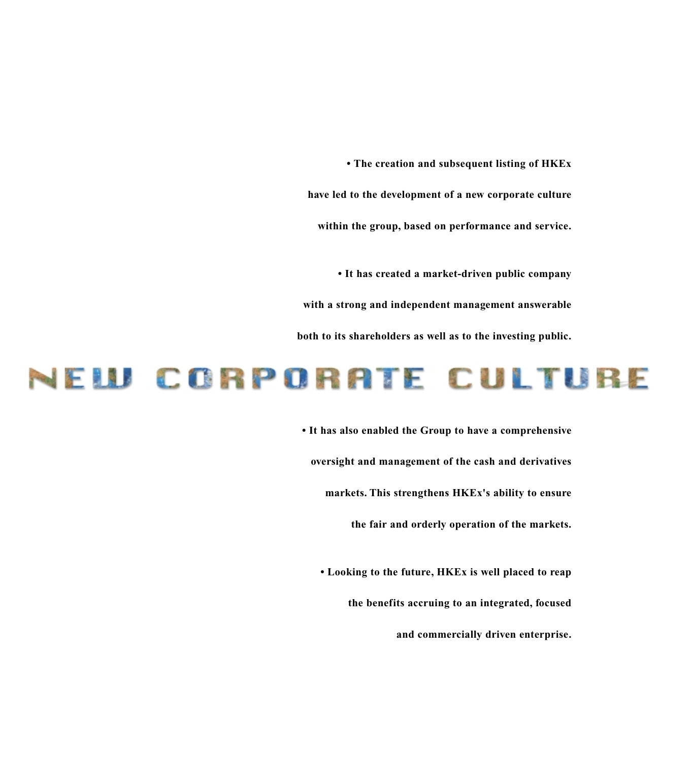- **The creation and subsequent listing of HKEx have led to the development of a new corporate culture within the group, based on performance and service.**

- **It has created a market-driven public company with a strong and independent management answerable both to its shareholders as well as to the investing public.**

# NEW CORPORATE CULTURE

- **It has also enabled the Group to have a comprehensive oversight and management of the cash and derivatives markets. This strengthens HKEx's ability to ensure the fair and orderly operation of the markets.**

- **Looking to the future, HKEx is well placed to reap the benefits accruing to an integrated, focused and commercially driven enterprise.**